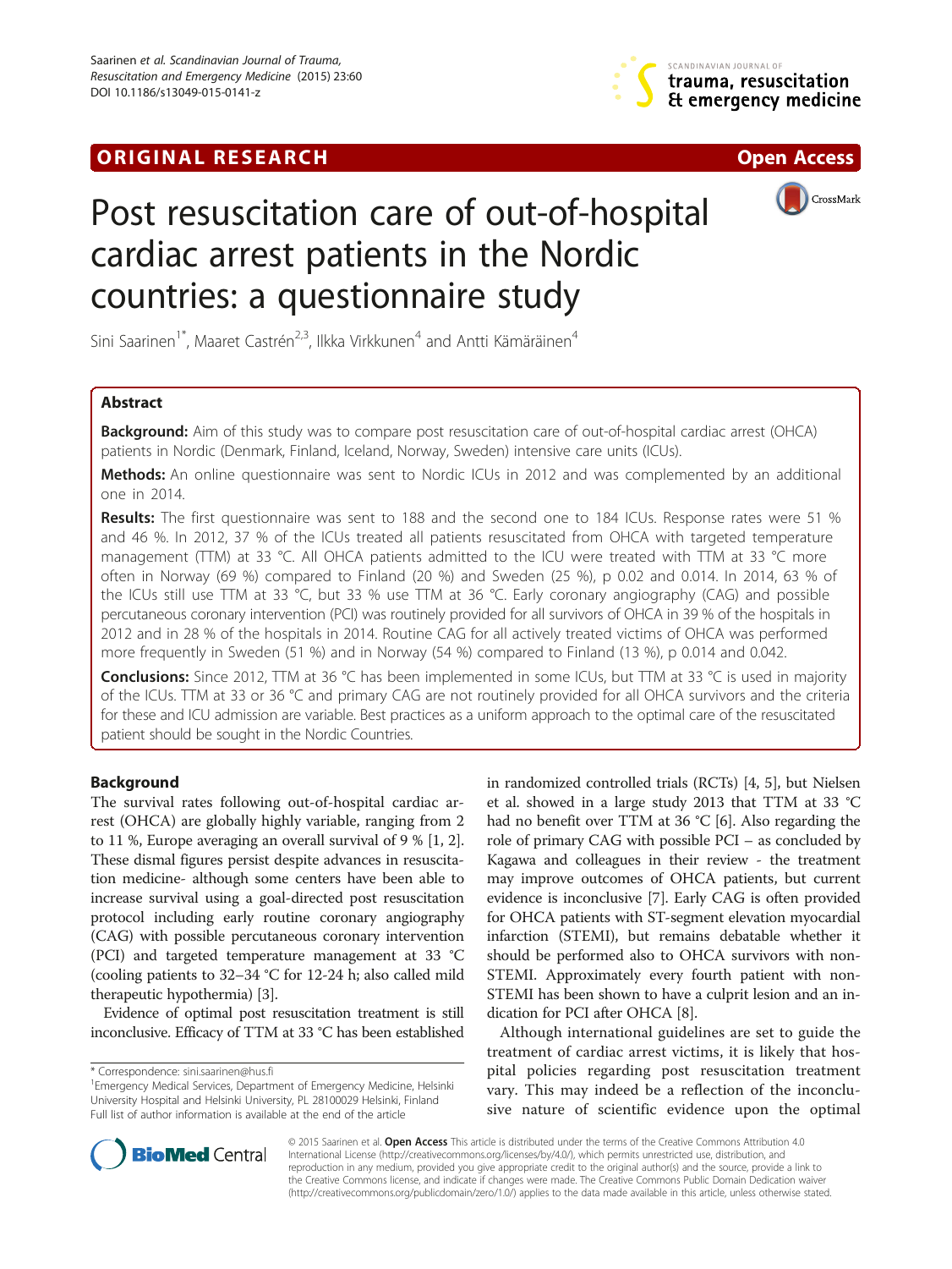ORIGINAL RESEARCH Open Access

# Post resuscitation care of out-of-hospital cardiac arrest patients in the Nordic countries: a questionnaire study

Sini Saarinen[1*], Maaret Castrén[2,3], Ilkka Virkkunen[4] and Antti Kämäräinen[4]

## Abstract

**Background:** Aim of this study was to compare post resuscitation care of out-of-hospital cardiac arrest (OHCA) patients in Nordic (Denmark, Finland, Iceland, Norway, Sweden) intensive care units (ICUs).

**Methods:** An online questionnaire was sent to Nordic ICUs in 2012 and was complemented by an additional one in 2014.

**Results:** The first questionnaire was sent to 188 and the second one to 184 ICUs. Response rates were 51 % and 46 %. In 2012, 37 % of the ICUs treated all patients resuscitated from OHCA with targeted temperature management (TTM) at 33 °C. All OHCA patients admitted to the ICU were treated with TTM at 33 °C more often in Norway (69 %) compared to Finland (20 %) and Sweden (25 %), p 0.02 and 0.014. In 2014, 63 % of the ICUs still use TTM at 33 °C, but 33 % use TTM at 36 °C. Early coronary angiography (CAG) and possible percutaneous coronary intervention (PCI) was routinely provided for all survivors of OHCA in 39 % of the hospitals in 2012 and in 28 % of the hospitals in 2014. Routine CAG for all actively treated victims of OHCA was performed more frequently in Sweden (51 %) and in Norway (54 %) compared to Finland (13 %), p 0.014 and 0.042.

**Conclusions:** Since 2012, TTM at 36 °C has been implemented in some ICUs, but TTM at 33 °C is used in majority of the ICUs. TTM at 33 or 36 °C and primary CAG are not routinely provided for all OHCA survivors and the criteria for these and ICU admission are variable. Best practices as a uniform approach to the optimal care of the resuscitated patient should be sought in the Nordic Countries.

## Background

The survival rates following out-of-hospital cardiac arrest (OHCA) are globally highly variable, ranging from 2 to 11 %, Europe averaging an overall survival of 9 % [1, 2]. These dismal figures persist despite advances in resuscitation medicine- although some centers have been able to increase survival using a goal-directed post resuscitation protocol including early routine coronary angiography (CAG) with possible percutaneous coronary intervention (PCI) and targeted temperature management at 33 °C (cooling patients to 32–34 °C for 12-24 h; also called mild therapeutic hypothermia) [3].

Evidence of optimal post resuscitation treatment is still inconclusive. Efficacy of TTM at 33 °C has been established in randomized controlled trials (RCTs) [4, 5], but Nielsen et al. showed in a large study 2013 that TTM at 33 °C had no benefit over TTM at 36 °C [6]. Also regarding the role of primary CAG with possible PCI – as concluded by Kagawa and colleagues in their review - the treatment may improve outcomes of OHCA patients, but current evidence is inconclusive [7]. Early CAG is often provided for OHCA patients with ST-segment elevation myocardial infarction (STEMI), but remains debatable whether it should be provided also to OHCA survivors with non-STEMI. Approximately every fourth patient with non-STEMI has been shown to have a culprit lesion and an indication for PCI after OHCA [8].

Although international guidelines are set to guide the treatment of cardiac arrest victims, it is likely that hospital policies regarding post resuscitation treatment vary. This may indeed be a reflection of the inconclusive nature of scientific evidence upon the optimal

\* Correspondence: sini.saarinen@hus.fi
[1]Emergency Medical Services, Department of Emergency Medicine, Helsinki University Hospital and Helsinki University, PL 28100029 Helsinki, Finland
Full list of author information is available at the end of the article

© 2015 Saarinen et al. **Open Access** This article is distributed under the terms of the Creative Commons Attribution 4.0 International License (http://creativecommons.org/licenses/by/4.0/), which permits unrestricted use, distribution, and reproduction in any medium, provided you give appropriate credit to the original author(s) and the source, provide a link to the Creative Commons license, and indicate if changes were made. The Creative Commons Public Domain Dedication waiver (http://creativecommons.org/publicdomain/zero/1.0/) applies to the data made available in this article, unless otherwise stated.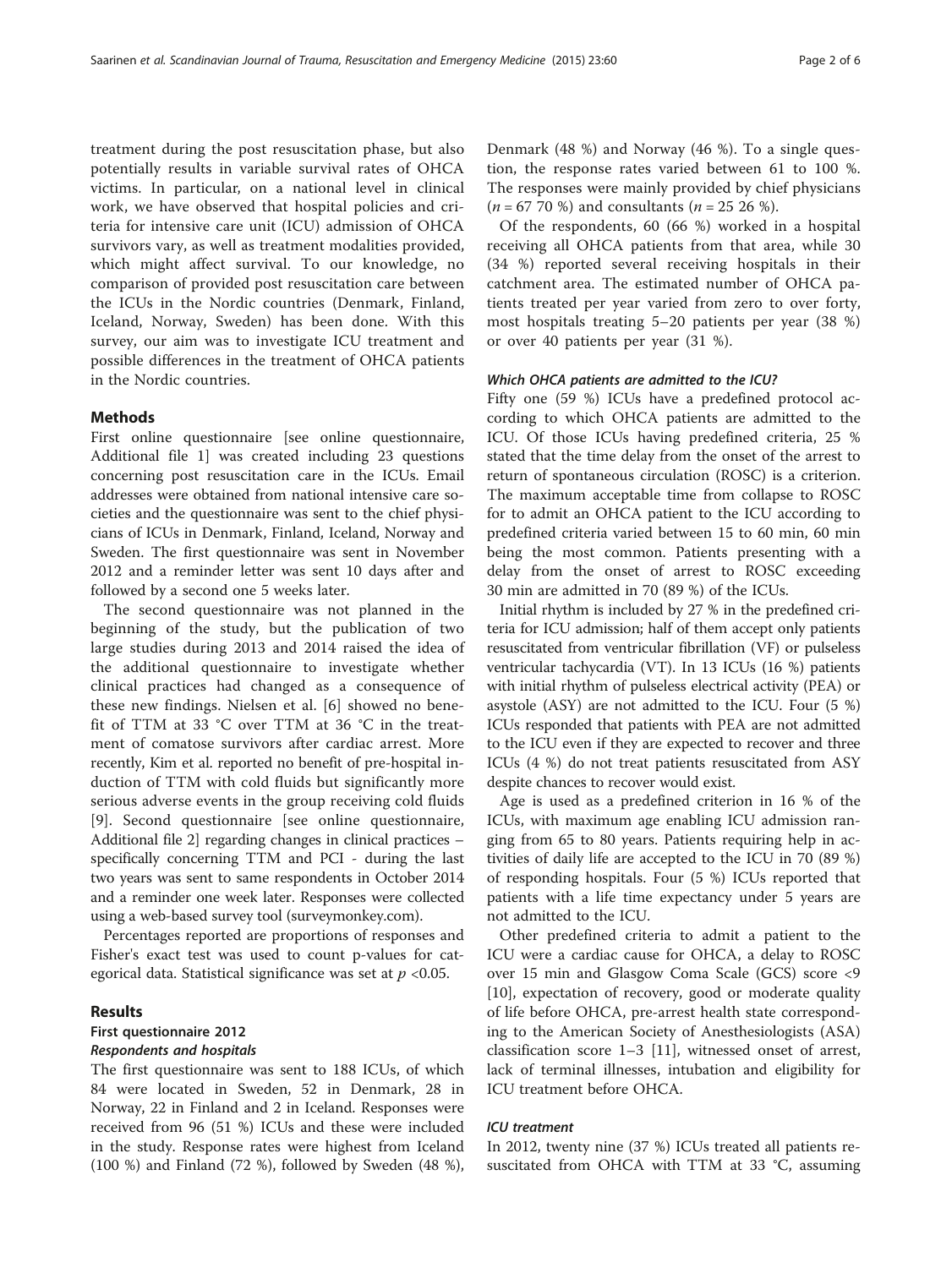treatment during the post resuscitation phase, but also potentially results in variable survival rates of OHCA victims. In particular, on a national level in clinical work, we have observed that hospital policies and criteria for intensive care unit (ICU) admission of OHCA survivors vary, as well as treatment modalities provided, which might affect survival. To our knowledge, no comparison of provided post resuscitation care between the ICUs in the Nordic countries (Denmark, Finland, Iceland, Norway, Sweden) has been done. With this survey, our aim was to investigate ICU treatment and possible differences in the treatment of OHCA patients in the Nordic countries.

## Methods

First online questionnaire [see online questionnaire, Additional file 1] was created including 23 questions concerning post resuscitation care in the ICUs. Email addresses were obtained from national intensive care societies and the questionnaire was sent to the chief physicians of ICUs in Denmark, Finland, Iceland, Norway and Sweden. The first questionnaire was sent in November 2012 and a reminder letter was sent 10 days after and followed by a second one 5 weeks later.

The second questionnaire was not planned in the beginning of the study, but the publication of two large studies during 2013 and 2014 raised the idea of the additional questionnaire to investigate whether clinical practices had changed as a consequence of these new findings. Nielsen et al. [6] showed no benefit of TTM at 33 °C over TTM at 36 °C in the treatment of comatose survivors after cardiac arrest. More recently, Kim et al. reported no benefit of pre-hospital induction of TTM with cold fluids but significantly more serious adverse events in the group receiving cold fluids [9]. Second questionnaire [see online questionnaire, Additional file 2] regarding changes in clinical practices – specifically concerning TTM and PCI - during the last two years was sent to same respondents in October 2014 and a reminder one week later. Responses were collected using a web-based survey tool (surveymonkey.com).

Percentages reported are proportions of responses and Fisher's exact test was used to count p-values for categorical data. Statistical significance was set at $p < 0.05$.

## Results

### First questionnaire 2012

#### *Respondents and hospitals*

The first questionnaire was sent to 188 ICUs, of which 84 were located in Sweden, 52 in Denmark, 28 in Norway, 22 in Finland and 2 in Iceland. Responses were received from 96 (51 %) ICUs and these were included in the study. Response rates were highest from Iceland (100 %) and Finland (72 %), followed by Sweden (48 %), Denmark (48 %) and Norway (46 %). To a single question, the response rates varied between 61 to 100 %. The responses were mainly provided by chief physicians ($n = 67$ 70 %) and consultants ($n = 25$ 26 %).

Of the respondents, 60 (66 %) worked in a hospital receiving all OHCA patients from that area, while 30 (34 %) reported several receiving hospitals in their catchment area. The estimated number of OHCA patients treated per year varied from zero to over forty, most hospitals treating 5–20 patients per year (38 %) or over 40 patients per year (31 %).

#### *Which OHCA patients are admitted to the ICU?*

Fifty one (59 %) ICUs have a predefined protocol according to which OHCA patients are admitted to the ICU. Of those ICUs having predefined criteria, 25 % stated that the time delay from the onset of the arrest to return of spontaneous circulation (ROSC) is a criterion. The maximum acceptable time from collapse to ROSC for to admit an OHCA patient to the ICU according to predefined criteria varied between 15 to 60 min, 60 min being the most common. Patients presenting with a delay from the onset of arrest to ROSC exceeding 30 min are admitted in 70 (89 %) of the ICUs.

Initial rhythm is included by 27 % in the predefined criteria for ICU admission; half of them accept only patients resuscitated from ventricular fibrillation (VF) or pulseless ventricular tachycardia (VT). In 13 ICUs (16 %) patients with initial rhythm of pulseless electrical activity (PEA) or asystole (ASY) are not admitted to the ICU. Four (5 %) ICUs responded that patients with PEA are not admitted to the ICU even if they are expected to recover and three ICUs (4 %) do not treat patients resuscitated from ASY despite chances to recover would exist.

Age is used as a predefined criterion in 16 % of the ICUs, with maximum age enabling ICU admission ranging from 65 to 80 years. Patients requiring help in activities of daily life are accepted to the ICU in 70 (89 %) of responding hospitals. Four (5 %) ICUs reported that patients with a life time expectancy under 5 years are not admitted to the ICU.

Other predefined criteria to admit a patient to the ICU were a cardiac cause for OHCA, a delay to ROSC over 15 min and Glasgow Coma Scale (GCS) score <9 [10], expectation of recovery, good or moderate quality of life before OHCA, pre-arrest health state corresponding to the American Society of Anesthesiologists (ASA) classification score 1–3 [11], witnessed onset of arrest, lack of terminal illnesses, intubation and eligibility for ICU treatment before OHCA.

#### *ICU treatment*

In 2012, twenty nine (37 %) ICUs treated all patients resuscitated from OHCA with TTM at 33 °C, assuming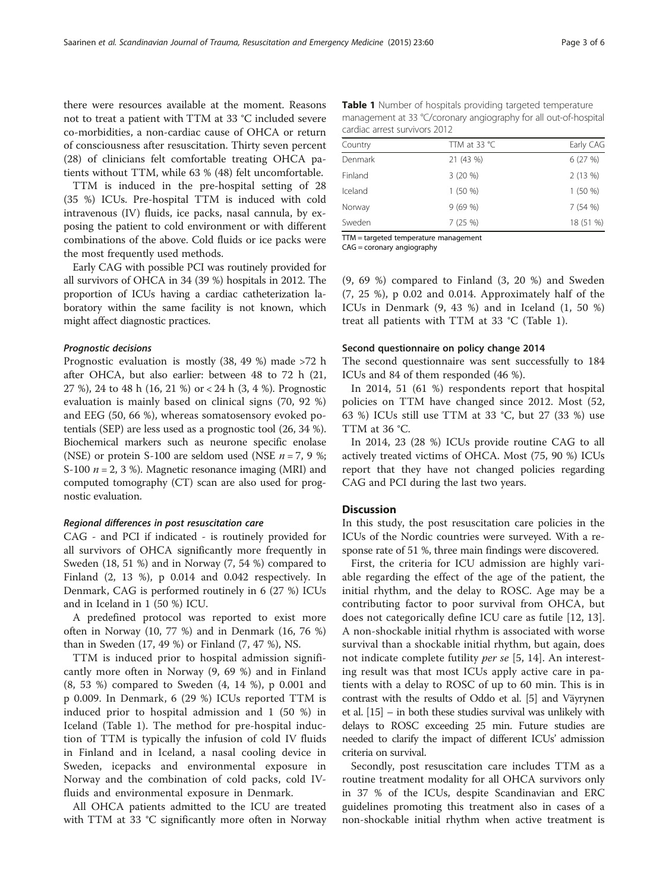there were resources available at the moment. Reasons not to treat a patient with TTM at 33 °C included severe co-morbidities, a non-cardiac cause of OHCA or return of consciousness after resuscitation. Thirty seven percent (28) of clinicians felt comfortable treating OHCA patients without TTM, while 63 % (48) felt uncomfortable.

TTM is induced in the pre-hospital setting of 28 (35 %) ICUs. Pre-hospital TTM is induced with cold intravenous (IV) fluids, ice packs, nasal cannula, by exposing the patient to cold environment or with different combinations of the above. Cold fluids or ice packs were the most frequently used methods.

Early CAG with possible PCI was routinely provided for all survivors of OHCA in 34 (39 %) hospitals in 2012. The proportion of ICUs having a cardiac catheterization laboratory within the same facility is not known, which might affect diagnostic practices.

#### *Prognostic decisions*

Prognostic evaluation is mostly (38, 49 %) made >72 h after OHCA, but also earlier: between 48 to 72 h (21, 27 %), 24 to 48 h (16, 21 %) or < 24 h (3, 4 %). Prognostic evaluation is mainly based on clinical signs (70, 92 %) and EEG (50, 66 %), whereas somatosensory evoked potentials (SEP) are less used as a prognostic tool (26, 34 %). Biochemical markers such as neurone specific enolase (NSE) or protein S-100 are seldom used (NSE $n = 7$, 9 %; S-100 $n = 2$, 3 %). Magnetic resonance imaging (MRI) and computed tomography (CT) scan are also used for prognostic evaluation.

#### *Regional differences in post resuscitation care*

CAG - and PCI if indicated - is routinely provided for all survivors of OHCA significantly more frequently in Sweden (18, 51 %) and in Norway (7, 54 %) compared to Finland (2, 13 %), p 0.014 and 0.042 respectively. In Denmark, CAG is performed routinely in 6 (27 %) ICUs and in Iceland in 1 (50 %) ICU.

A predefined protocol was reported to exist more often in Norway (10, 77 %) and in Denmark (16, 76 %) than in Sweden (17, 49 %) or Finland (7, 47 %), NS.

TTM is induced prior to hospital admission significantly more often in Norway (9, 69 %) and in Finland (8, 53 %) compared to Sweden (4, 14 %), p 0.001 and p 0.009. In Denmark, 6 (29 %) ICUs reported TTM is induced prior to hospital admission and 1 (50 %) in Iceland (Table 1). The method for pre-hospital induction of TTM is typically the infusion of cold IV fluids in Finland and in Iceland, a nasal cooling device in Sweden, icepacks and environmental exposure in Norway and the combination of cold packs, cold IV-fluids and environmental exposure in Denmark.

All OHCA patients admitted to the ICU are treated with TTM at 33 °C significantly more often in Norway (9, 69 %) compared to Finland (3, 20 %) and Sweden (7, 25 %), p 0.02 and 0.014. Approximately half of the ICUs in Denmark (9, 43 %) and in Iceland (1, 50 %) treat all patients with TTM at 33 °C (Table 1).

**Table 1** Number of hospitals providing targeted temperature management at 33 °C/coronary angiography for all out-of-hospital cardiac arrest survivors 2012

| Country | TTM at 33 °C | Early CAG |
|---|---|---|
| Denmark | 21 (43 %) | 6 (27 %) |
| Finland | 3 (20 %) | 2 (13 %) |
| Iceland | 1 (50 %) | 1 (50 %) |
| Norway | 9 (69 %) | 7 (54 %) |
| Sweden | 7 (25 %) | 18 (51 %) |

TTM = targeted temperature management
CAG = coronary angiography

#### Second questionnaire on policy change 2014

The second questionnaire was sent successfully to 184 ICUs and 84 of them responded (46 %).

In 2014, 51 (61 %) respondents report that hospital policies on TTM have changed since 2012. Most (52, 63 %) ICUs still use TTM at 33 °C, but 27 (33 %) use TTM at 36 °C.

In 2014, 23 (28 %) ICUs provide routine CAG to all actively treated victims of OHCA. Most (75, 90 %) ICUs report that they have not changed policies regarding CAG and PCI during the last two years.

## Discussion

In this study, the post resuscitation care policies in the ICUs of the Nordic countries were surveyed. With a response rate of 51 %, three main findings were discovered.

First, the criteria for ICU admission are highly variable regarding the effect of the age of the patient, the initial rhythm, and the delay to ROSC. Age may be a contributing factor to poor survival from OHCA, but does not categorically define ICU care as futile [12, 13]. A non-shockable initial rhythm is associated with worse survival than a shockable initial rhythm, but again, does not indicate complete futility *per se* [5, 14]. An interesting result was that most ICUs apply active care in patients with a delay to ROSC of up to 60 min. This is in contrast with the results of Oddo et al. [5] and Väyrynen et al. [15] – in both these studies survival was unlikely with delays to ROSC exceeding 25 min. Future studies are needed to clarify the impact of different ICUs' admission criteria on survival.

Secondly, post resuscitation care includes TTM as a routine treatment modality for all OHCA survivors only in 37 % of the ICUs, despite Scandinavian and ERC guidelines promoting this treatment also in cases of a non-shockable initial rhythm when active treatment is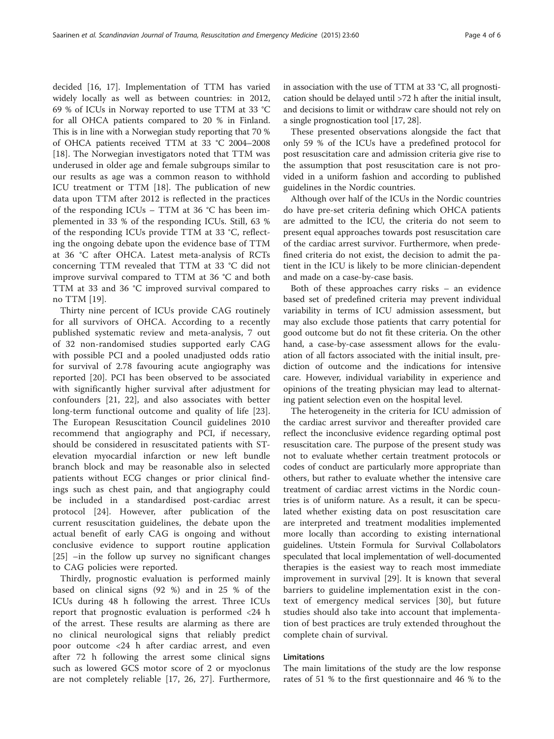decided [16, 17]. Implementation of TTM has varied widely locally as well as between countries: in 2012, 69 % of ICUs in Norway reported to use TTM at 33 °C for all OHCA patients compared to 20 % in Finland. This is in line with a Norwegian study reporting that 70 % of OHCA patients received TTM at 33 °C 2004–2008 [18]. The Norwegian investigators noted that TTM was underused in older age and female subgroups similar to our results as age was a common reason to withhold ICU treatment or TTM [18]. The publication of new data upon TTM after 2012 is reflected in the practices of the responding ICUs – TTM at 36 °C has been implemented in 33 % of the responding ICUs. Still, 63 % of the responding ICUs provide TTM at 33 °C, reflecting the ongoing debate upon the evidence base of TTM at 36 °C after OHCA. Latest meta-analysis of RCTs concerning TTM revealed that TTM at 33 °C did not improve survival compared to TTM at 36 °C and both TTM at 33 and 36 °C improved survival compared to no TTM [19].

Thirty nine percent of ICUs provide CAG routinely for all survivors of OHCA. According to a recently published systematic review and meta-analysis, 7 out of 32 non-randomised studies supported early CAG with possible PCI and a pooled unadjusted odds ratio for survival of 2.78 favouring acute angiography was reported [20]. PCI has been observed to be associated with significantly higher survival after adjustment for confounders [21, 22], and also associates with better long-term functional outcome and quality of life [23]. The European Resuscitation Council guidelines 2010 recommend that angiography and PCI, if necessary, should be considered in resuscitated patients with ST-elevation myocardial infarction or new left bundle branch block and may be reasonable also in selected patients without ECG changes or prior clinical findings such as chest pain, and that angiography could be included in a standardised post-cardiac arrest protocol [24]. However, after publication of the current resuscitation guidelines, the debate upon the actual benefit of early CAG is ongoing and without conclusive evidence to support routine application [25] –in the follow up survey no significant changes to CAG policies were reported.

Thirdly, prognostic evaluation is performed mainly based on clinical signs (92 %) and in 25 % of the ICUs during 48 h following the arrest. Three ICUs report that prognostic evaluation is performed <24 h of the arrest. These results are alarming as there are no clinical neurological signs that reliably predict poor outcome <24 h after cardiac arrest, and even after 72 h following the arrest some clinical signs such as lowered GCS motor score of 2 or myoclonus are not completely reliable [17, 26, 27]. Furthermore, in association with the use of TTM at 33 °C, all prognostication should be delayed until >72 h after the initial insult, and decisions to limit or withdraw care should not rely on a single prognostication tool [17, 28].

These presented observations alongside the fact that only 59 % of the ICUs have a predefined protocol for post resuscitation care and admission criteria give rise to the assumption that post resuscitation care is not provided in a uniform fashion and according to published guidelines in the Nordic countries.

Although over half of the ICUs in the Nordic countries do have pre-set criteria defining which OHCA patients are admitted to the ICU, the criteria do not seem to present equal approaches towards post resuscitation care of the cardiac arrest survivor. Furthermore, when predefined criteria do not exist, the decision to admit the patient in the ICU is likely to be more clinician-dependent and made on a case-by-case basis.

Both of these approaches carry risks – an evidence based set of predefined criteria may prevent individual variability in terms of ICU admission assessment, but may also exclude those patients that carry potential for good outcome but do not fit these criteria. On the other hand, a case-by-case assessment allows for the evaluation of all factors associated with the initial insult, prediction of outcome and the indications for intensive care. However, individual variability in experience and opinions of the treating physician may lead to alternating patient selection even on the hospital level.

The heterogeneity in the criteria for ICU admission of the cardiac arrest survivor and thereafter provided care reflect the inconclusive evidence regarding optimal post resuscitation care. The purpose of the present study was not to evaluate whether certain treatment protocols or codes of conduct are particularly more appropriate than others, but rather to evaluate whether the intensive care treatment of cardiac arrest victims in the Nordic countries is of uniform nature. As a result, it can be speculated whether existing data on post resuscitation care are interpreted and treatment modalities implemented more locally than according to existing international guidelines. Utstein Formula for Survival Collaborators speculated that local implementation of well-documented therapies is the easiest way to reach most immediate improvement in survival [29]. It is known that several barriers to guideline implementation exist in the context of emergency medical services [30], but future studies should also take into account that implementation of best practices are truly extended throughout the complete chain of survival.

### Limitations

The main limitations of the study are the low response rates of 51 % to the first questionnaire and 46 % to the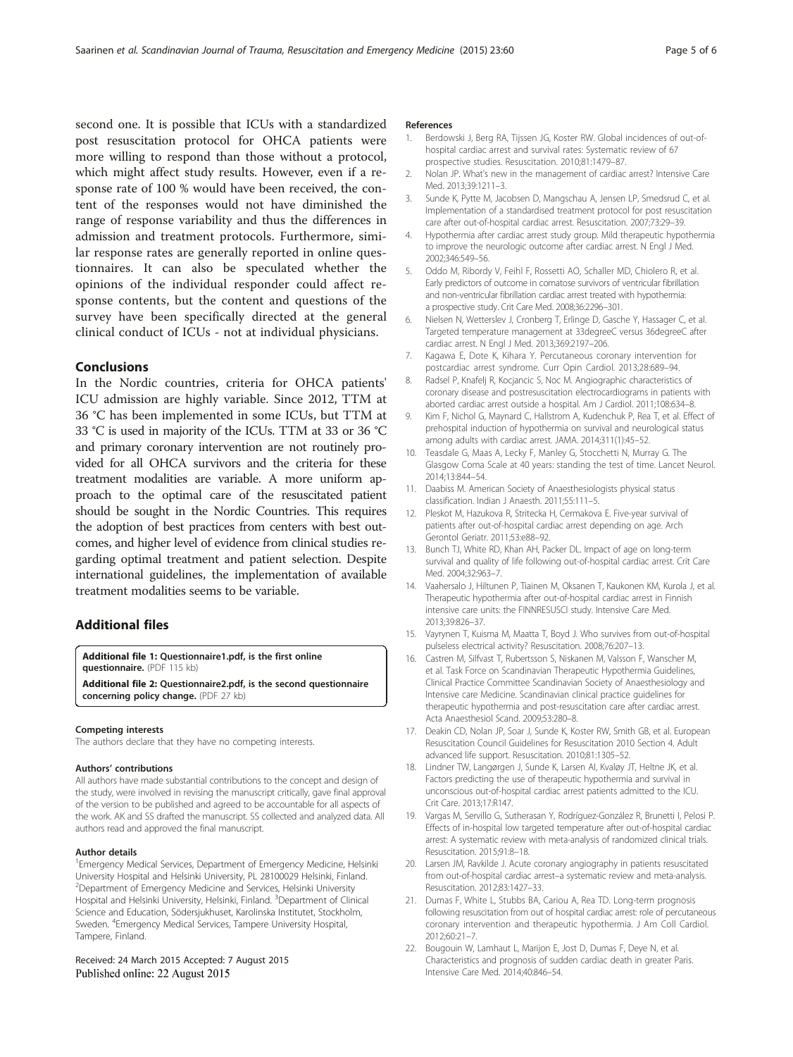second one. It is possible that ICUs with a standardized post resuscitation protocol for OHCA patients were more willing to respond than those without a protocol, which might affect study results. However, even if a response rate of 100 % would have been received, the content of the responses would not have diminished the range of response variability and thus the differences in admission and treatment protocols. Furthermore, similar response rates are generally reported in online questionnaires. It can also be speculated whether the opinions of the individual responder could affect response contents, but the content and questions of the survey have been specifically directed at the general clinical conduct of ICUs - not at individual physicians.

## Conclusions

In the Nordic countries, criteria for OHCA patients' ICU admission are highly variable. Since 2012, TTM at 36 °C has been implemented in some ICUs, but TTM at 33 °C is used in majority of the ICUs. TTM at 33 or 36 °C and primary coronary intervention are not routinely provided for all OHCA survivors and the criteria for these treatment modalities are variable. A more uniform approach to the optimal care of the resuscitated patient should be sought in the Nordic Countries. This requires the adoption of best practices from centers with best outcomes, and higher level of evidence from clinical studies regarding optimal treatment and patient selection. Despite international guidelines, the implementation of available treatment modalities seems to be variable.

## Additional files

**Additional file 1: Questionnaire1.pdf, is the first online questionnaire.** (PDF 115 kb)

**Additional file 2: Questionnaire2.pdf, is the second questionnaire concerning policy change.** (PDF 27 kb)

#### Competing interests

The authors declare that they have no competing interests.

#### Authors' contributions

All authors have made substantial contributions to the concept and design of the study, were involved in revising the manuscript critically, gave final approval of the version to be published and agreed to be accountable for all aspects of the work. AK and SS drafted the manuscript. SS collected and analyzed data. All authors read and approved the final manuscript.

#### Author details

[1]Emergency Medical Services, Department of Emergency Medicine, Helsinki University Hospital and Helsinki University, PL 28100029 Helsinki, Finland. [2]Department of Emergency Medicine and Services, Helsinki University Hospital and Helsinki University, Helsinki, Finland. [3]Department of Clinical Science and Education, Södersjukhuset, Karolinska Institutet, Stockholm, Sweden. [4]Emergency Medical Services, Tampere University Hospital, Tampere, Finland.

Received: 24 March 2015 Accepted: 7 August 2015
Published online: 22 August 2015

#### References

1. Berdowski J, Berg RA, Tijssen JG, Koster RW. Global incidences of out-of-hospital cardiac arrest and survival rates: Systematic review of 67 prospective studies. Resuscitation. 2010;81:1479–87.
2. Nolan JP. What's new in the management of cardiac arrest? Intensive Care Med. 2013;39:1211–3.
3. Sunde K, Pytte M, Jacobsen D, Mangschau A, Jensen LP, Smedsrud C, et al. Implementation of a standardised treatment protocol for post resuscitation care after out-of-hospital cardiac arrest. Resuscitation. 2007;73:29–39.
4. Hypothermia after cardiac arrest study group. Mild therapeutic hypothermia to improve the neurologic outcome after cardiac arrest. N Engl J Med. 2002;346:549–56.
5. Oddo M, Ribordy V, Feihl F, Rossetti AO, Schaller MD, Chiolero R, et al. Early predictors of outcome in comatose survivors of ventricular fibrillation and non-ventricular fibrillation cardiac arrest treated with hypothermia: a prospective study. Crit Care Med. 2008;36:2296–301.
6. Nielsen N, Wetterslev J, Cronberg T, Erlinge D, Gasche Y, Hassager C, et al. Targeted temperature management at 33degreeC versus 36degreeC after cardiac arrest. N Engl J Med. 2013;369:2197–206.
7. Kagawa E, Dote K, Kihara Y. Percutaneous coronary intervention for postcardiac arrest syndrome. Curr Opin Cardiol. 2013;28:689–94.
8. Radsel P, Knafelj R, Kocjancic S, Noc M. Angiographic characteristics of coronary disease and postresuscitation electrocardiograms in patients with aborted cardiac arrest outside a hospital. Am J Cardiol. 2011;108:634–8.
9. Kim F, Nichol G, Maynard C, Hallstrom A, Kudenchuk P, Rea T, et al. Effect of prehospital induction of hypothermia on survival and neurological status among adults with cardiac arrest. JAMA. 2014;311(1):45–52.
10. Teasdale G, Maas A, Lecky F, Manley G, Stocchetti N, Murray G. The Glasgow Coma Scale at 40 years: standing the test of time. Lancet Neurol. 2014;13:844–54.
11. Daabiss M. American Society of Anaesthesiologists physical status classification. Indian J Anaesth. 2011;55:111–5.
12. Pleskot M, Hazukova R, Stritecka H, Cermakova E. Five-year survival of patients after out-of-hospital cardiac arrest depending on age. Arch Gerontol Geriatr. 2011;53:e88–92.
13. Bunch TJ, White RD, Khan AH, Packer DL. Impact of age on long-term survival and quality of life following out-of-hospital cardiac arrest. Crit Care Med. 2004;32:963–7.
14. Vaahersalo J, Hiltunen P, Tiainen M, Oksanen T, Kaukonen KM, Kurola J, et al. Therapeutic hypothermia after out-of-hospital cardiac arrest in Finnish intensive care units: the FINNRESUSCI study. Intensive Care Med. 2013;39:826–37.
15. Vayrynen T, Kuisma M, Maatta T, Boyd J. Who survives from out-of-hospital pulseless electrical activity? Resuscitation. 2008;76:207–13.
16. Castren M, Silfvast T, Rubertsson S, Niskanen M, Valsson F, Wanscher M, et al. Task Force on Scandinavian Therapeutic Hypothermia Guidelines, Clinical Practice Committee Scandinavian Society of Anaesthesiology and Intensive care Medicine. Scandinavian clinical practice guidelines for therapeutic hypothermia and post-resuscitation care after cardiac arrest. Acta Anaesthesiol Scand. 2009;53:280–8.
17. Deakin CD, Nolan JP, Soar J, Sunde K, Koster RW, Smith GB, et al. European Resuscitation Council Guidelines for Resuscitation 2010 Section 4. Adult advanced life support. Resuscitation. 2010;81:1305–52.
18. Lindner TW, Langørgen J, Sunde K, Larsen AI, Kvaløy JT, Heltne JK, et al. Factors predicting the use of therapeutic hypothermia and survival in unconscious out-of-hospital cardiac arrest patients admitted to the ICU. Crit Care. 2013;17:R147.
19. Vargas M, Servillo G, Sutherasan Y, Rodríguez-González R, Brunetti I, Pelosi P. Effects of in-hospital low targeted temperature after out-of-hospital cardiac arrest: A systematic review with meta-analysis of randomized clinical trials. Resuscitation. 2015;91:8–18.
20. Larsen JM, Ravkilde J. Acute coronary angiography in patients resuscitated from out-of-hospital cardiac arrest–a systematic review and meta-analysis. Resuscitation. 2012;83:1427–33.
21. Dumas F, White L, Stubbs BA, Cariou A, Rea TD. Long-term prognosis following resuscitation from out of hospital cardiac arrest: role of percutaneous coronary intervention and therapeutic hypothermia. J Am Coll Cardiol. 2012;60:21–7.
22. Bougouin W, Lamhaut L, Marijon E, Jost D, Dumas F, Deye N, et al. Characteristics and prognosis of sudden cardiac death in greater Paris. Intensive Care Med. 2014;40:846–54.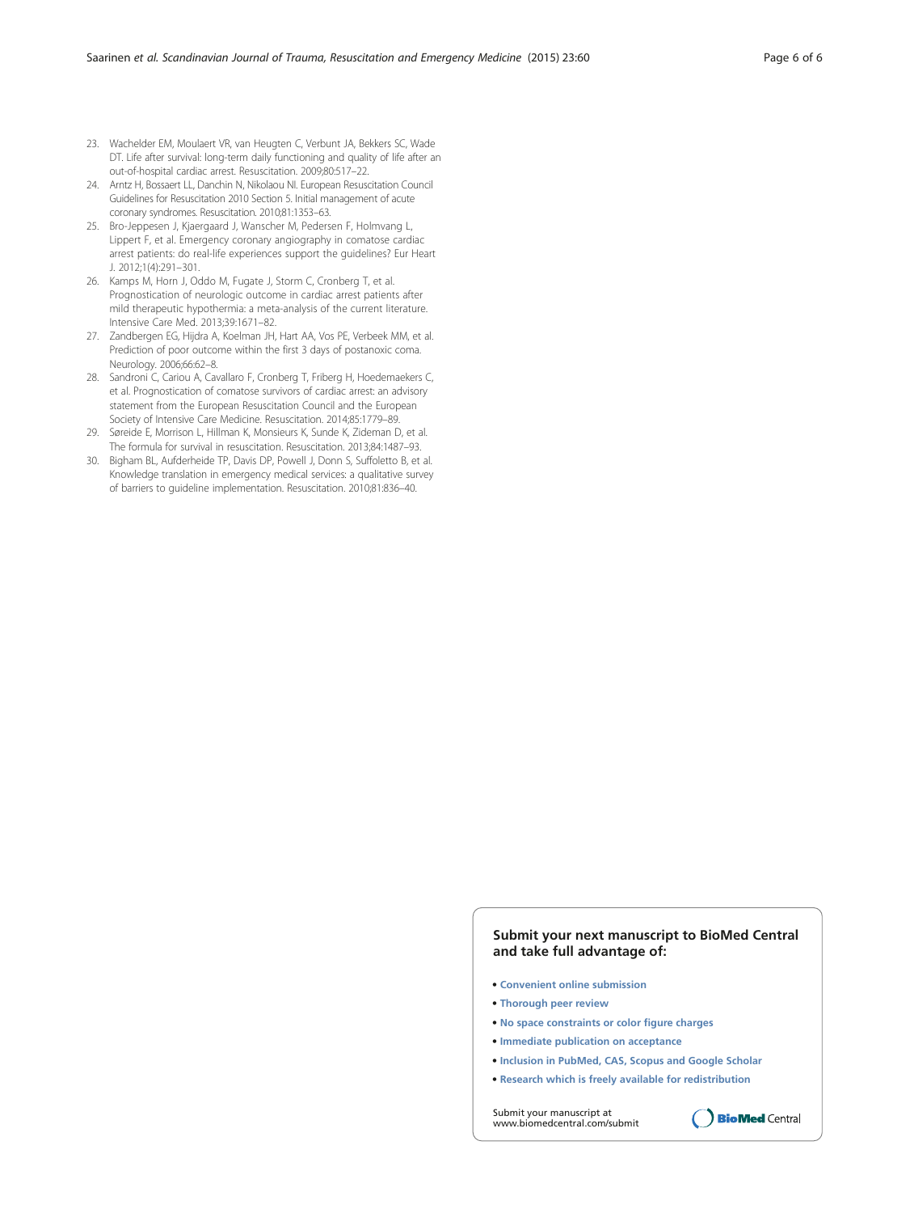23. Wachelder EM, Moulaert VR, van Heugten C, Verbunt JA, Bekkers SC, Wade DT. Life after survival: long-term daily functioning and quality of life after an out-of-hospital cardiac arrest. Resuscitation. 2009;80:517–22.
24. Arntz H, Bossaert LL, Danchin N, Nikolaou NI. European Resuscitation Council Guidelines for Resuscitation 2010 Section 5. Initial management of acute coronary syndromes. Resuscitation. 2010;81:1353–63.
25. Bro-Jeppesen J, Kjaergaard J, Wanscher M, Pedersen F, Holmvang L, Lippert F, et al. Emergency coronary angiography in comatose cardiac arrest patients: do real-life experiences support the guidelines? Eur Heart J. 2012;1(4):291–301.
26. Kamps M, Horn J, Oddo M, Fugate J, Storm C, Cronberg T, et al. Prognostication of neurologic outcome in cardiac arrest patients after mild therapeutic hypothermia: a meta-analysis of the current literature. Intensive Care Med. 2013;39:1671–82.
27. Zandbergen EG, Hijdra A, Koelman JH, Hart AA, Vos PE, Verbeek MM, et al. Prediction of poor outcome within the first 3 days of postanoxic coma. Neurology. 2006;66:62–8.
28. Sandroni C, Cariou A, Cavallaro F, Cronberg T, Friberg H, Hoedemaekers C, et al. Prognostication of comatose survivors of cardiac arrest: an advisory statement from the European Resuscitation Council and the European Society of Intensive Care Medicine. Resuscitation. 2014;85:1779–89.
29. Søreide E, Morrison L, Hillman K, Monsieurs K, Sunde K, Zideman D, et al. The formula for survival in resuscitation. Resuscitation. 2013;84:1487–93.
30. Bigham BL, Aufderheide TP, Davis DP, Powell J, Donn S, Suffoletto B, et al. Knowledge translation in emergency medical services: a qualitative survey of barriers to guideline implementation. Resuscitation. 2010;81:836–40.

**Submit your next manuscript to BioMed Central and take full advantage of:**

- **Convenient online submission**
- **Thorough peer review**
- **No space constraints or color figure charges**
- **Immediate publication on acceptance**
- **Inclusion in PubMed, CAS, Scopus and Google Scholar**
- **Research which is freely available for redistribution**

Submit your manuscript at
www.biomedcentral.com/submit

BioMed Central